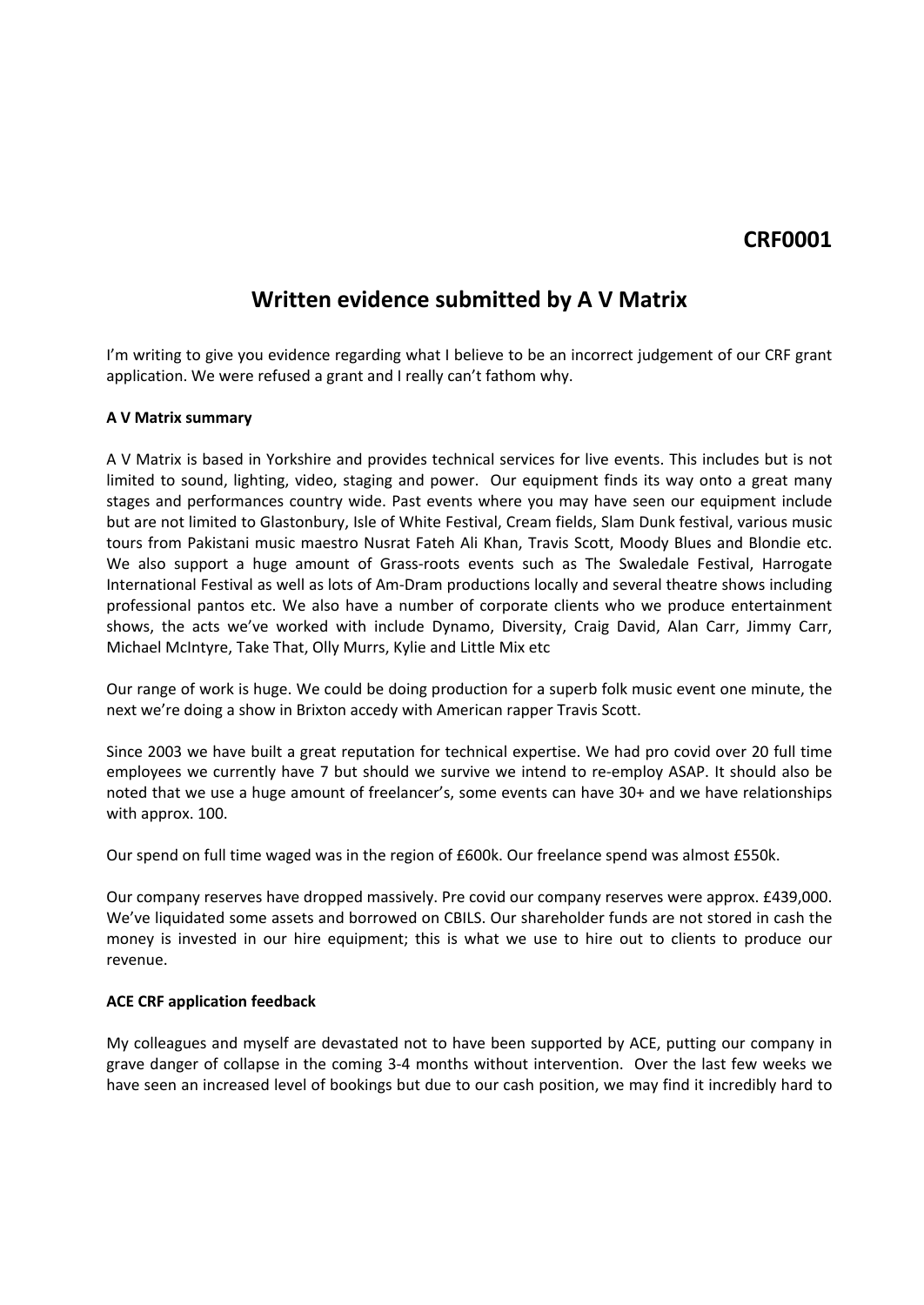**CRF0001**

# Written evidence submitted by A V Matrix

I'm writing to give you evidence regarding what I believe to be an incorrect judgement of our CRF grant application. We were refused a grant and I really can't fathom why.

**A V Matrix summary**

A V Matrix is based in Yorkshire and provides technical services for live events. This includes but is not limited to sound, lighting, video, staging and power. Our equipment finds its way onto a great many stages and performances country wide. Past events where you may have seen our equipment include but are not limited to Glastonbury, Isle of White Festival, Cream fields, Slam Dunk festival, various music tours from Pakistani music maestro Nusrat Fateh Ali Khan, Travis Scott, Moody Blues and Blondie etc. We also support a huge amount of Grass-roots events such as The Swaledale Festival, Harrogate International Festival as well as lots of Am-Dram productions locally and several theatre shows including professional pantos etc. We also have a number of corporate clients who we produce entertainment shows, the acts we've worked with include Dynamo, Diversity, Craig David, Alan Carr, Jimmy Carr, Michael McIntyre, Take That, Olly Murrs, Kylie and Little Mix etc

Our range of work is huge. We could be doing production for a superb folk music event one minute, the next we're doing a show in Brixton accedy with American rapper Travis Scott.

Since 2003 we have built a great reputation for technical expertise. We had pro covid over 20 full time employees we currently have 7 but should we survive we intend to re-employ ASAP. It should also be noted that we use a huge amount of freelancer's, some events can have 30+ and we have relationships with approx. 100.

Our spend on full time waged was in the region of £600k. Our freelance spend was almost £550k.

Our company reserves have dropped massively. Pre covid our company reserves were approx. £439,000. We've liquidated some assets and borrowed on CBILS. Our shareholder funds are not stored in cash the money is invested in our hire equipment; this is what we use to hire out to clients to produce our revenue.

**ACE CRF application feedback**

My colleagues and myself are devastated not to have been supported by ACE, putting our company in grave danger of collapse in the coming 3-4 months without intervention. Over the last few weeks we have seen an increased level of bookings but due to our cash position, we may find it incredibly hard to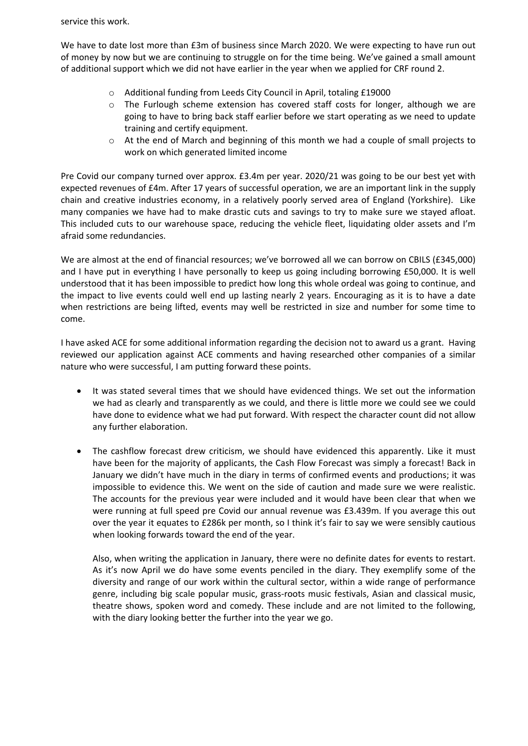service this work.

We have to date lost more than £3m of business since March 2020. We were expecting to have run out of money by now but we are continuing to struggle on for the time being. We've gained a small amount of additional support which we did not have earlier in the year when we applied for CRF round 2.

- Additional funding from Leeds City Council in April, totaling £19000
- The Furlough scheme extension has covered staff costs for longer, although we are going to have to bring back staff earlier before we start operating as we need to update training and certify equipment.
- At the end of March and beginning of this month we had a couple of small projects to work on which generated limited income

Pre Covid our company turned over approx. £3.4m per year. 2020/21 was going to be our best yet with expected revenues of £4m. After 17 years of successful operation, we are an important link in the supply chain and creative industries economy, in a relatively poorly served area of England (Yorkshire). Like many companies we have had to make drastic cuts and savings to try to make sure we stayed afloat. This included cuts to our warehouse space, reducing the vehicle fleet, liquidating older assets and I'm afraid some redundancies.

We are almost at the end of financial resources; we've borrowed all we can borrow on CBILS (£345,000) and I have put in everything I have personally to keep us going including borrowing £50,000. It is well understood that it has been impossible to predict how long this whole ordeal was going to continue, and the impact to live events could well end up lasting nearly 2 years. Encouraging as it is to have a date when restrictions are being lifted, events may well be restricted in size and number for some time to come.

I have asked ACE for some additional information regarding the decision not to award us a grant. Having reviewed our application against ACE comments and having researched other companies of a similar nature who were successful, I am putting forward these points.

- It was stated several times that we should have evidenced things. We set out the information we had as clearly and transparently as we could, and there is little more we could see we could have done to evidence what we had put forward. With respect the character count did not allow any further elaboration.

- The cashflow forecast drew criticism, we should have evidenced this apparently. Like it must have been for the majority of applicants, the Cash Flow Forecast was simply a forecast! Back in January we didn't have much in the diary in terms of confirmed events and productions; it was impossible to evidence this. We went on the side of caution and made sure we were realistic. The accounts for the previous year were included and it would have been clear that when we were running at full speed pre Covid our annual revenue was £3.439m. If you average this out over the year it equates to £286k per month, so I think it's fair to say we were sensibly cautious when looking forwards toward the end of the year.

  Also, when writing the application in January, there were no definite dates for events to restart. As it's now April we do have some events penciled in the diary. They exemplify some of the diversity and range of our work within the cultural sector, within a wide range of performance genre, including big scale popular music, grass-roots music festivals, Asian and classical music, theatre shows, spoken word and comedy. These include and are not limited to the following, with the diary looking better the further into the year we go.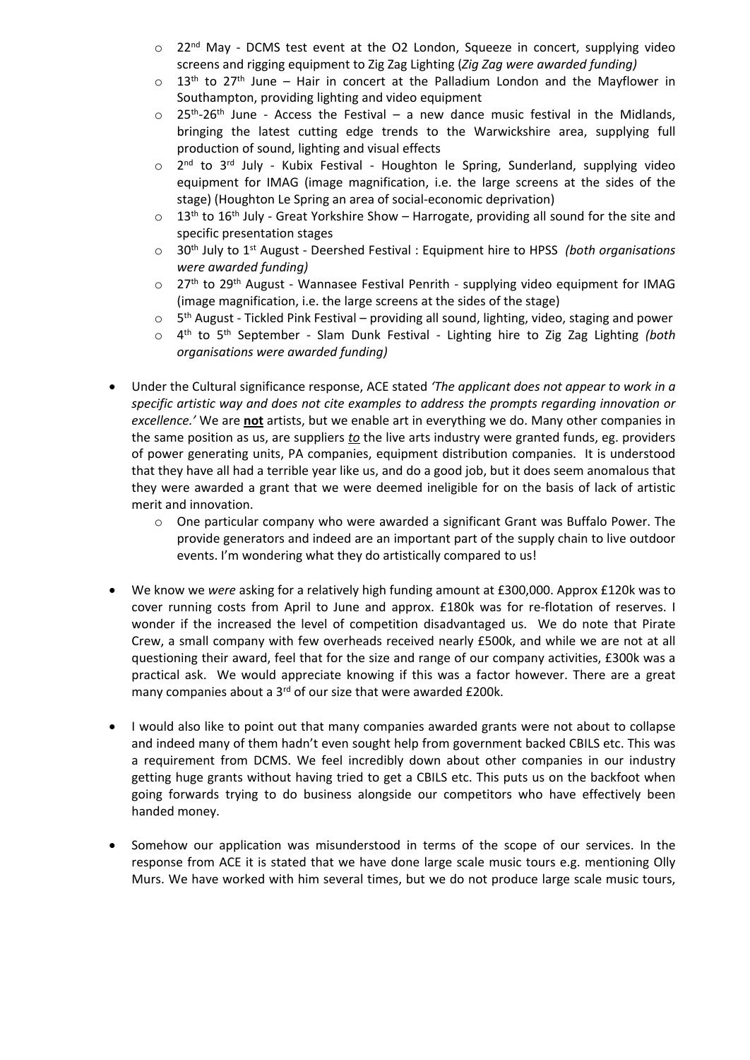- 22nd May - DCMS test event at the O2 London, Squeeze in concert, supplying video screens and rigging equipment to Zig Zag Lighting (*Zig Zag were awarded funding)*
  - 13th to 27th June – Hair in concert at the Palladium London and the Mayflower in Southampton, providing lighting and video equipment
  - 25th-26th June - Access the Festival – a new dance music festival in the Midlands, bringing the latest cutting edge trends to the Warwickshire area, supplying full production of sound, lighting and visual effects
  - 2nd to 3rd July - Kubix Festival - Houghton le Spring, Sunderland, supplying video equipment for IMAG (image magnification, i.e. the large screens at the sides of the stage) (Houghton Le Spring an area of social-economic deprivation)
  - 13th to 16th July - Great Yorkshire Show – Harrogate, providing all sound for the site and specific presentation stages
  - 30th July to 1st August - Deershed Festival : Equipment hire to HPSS *(both organisations were awarded funding)*
  - 27th to 29th August - Wannasee Festival Penrith - supplying video equipment for IMAG (image magnification, i.e. the large screens at the sides of the stage)
  - 5th August - Tickled Pink Festival – providing all sound, lighting, video, staging and power
  - 4th to 5th September - Slam Dunk Festival - Lighting hire to Zig Zag Lighting *(both organisations were awarded funding)*

- Under the Cultural significance response, ACE stated *'The applicant does not appear to work in a specific artistic way and does not cite examples to address the prompts regarding innovation or excellence.'* We are **not** artists, but we enable art in everything we do. Many other companies in the same position as us, are suppliers *to* the live arts industry were granted funds, eg. providers of power generating units, PA companies, equipment distribution companies. It is understood that they have all had a terrible year like us, and do a good job, but it does seem anomalous that they were awarded a grant that we were deemed ineligible for on the basis of lack of artistic merit and innovation.
  - One particular company who were awarded a significant Grant was Buffalo Power. The provide generators and indeed are an important part of the supply chain to live outdoor events. I'm wondering what they do artistically compared to us!

- We know we *were* asking for a relatively high funding amount at £300,000. Approx £120k was to cover running costs from April to June and approx. £180k was for re-flotation of reserves. I wonder if the increased the level of competition disadvantaged us. We do note that Pirate Crew, a small company with few overheads received nearly £500k, and while we are not at all questioning their award, feel that for the size and range of our company activities, £300k was a practical ask. We would appreciate knowing if this was a factor however. There are a great many companies about a 3rd of our size that were awarded £200k.

- I would also like to point out that many companies awarded grants were not about to collapse and indeed many of them hadn't even sought help from government backed CBILS etc. This was a requirement from DCMS. We feel incredibly down about other companies in our industry getting huge grants without having tried to get a CBILS etc. This puts us on the backfoot when going forwards trying to do business alongside our competitors who have effectively been handed money.

- Somehow our application was misunderstood in terms of the scope of our services. In the response from ACE it is stated that we have done large scale music tours e.g. mentioning Olly Murs. We have worked with him several times, but we do not produce large scale music tours,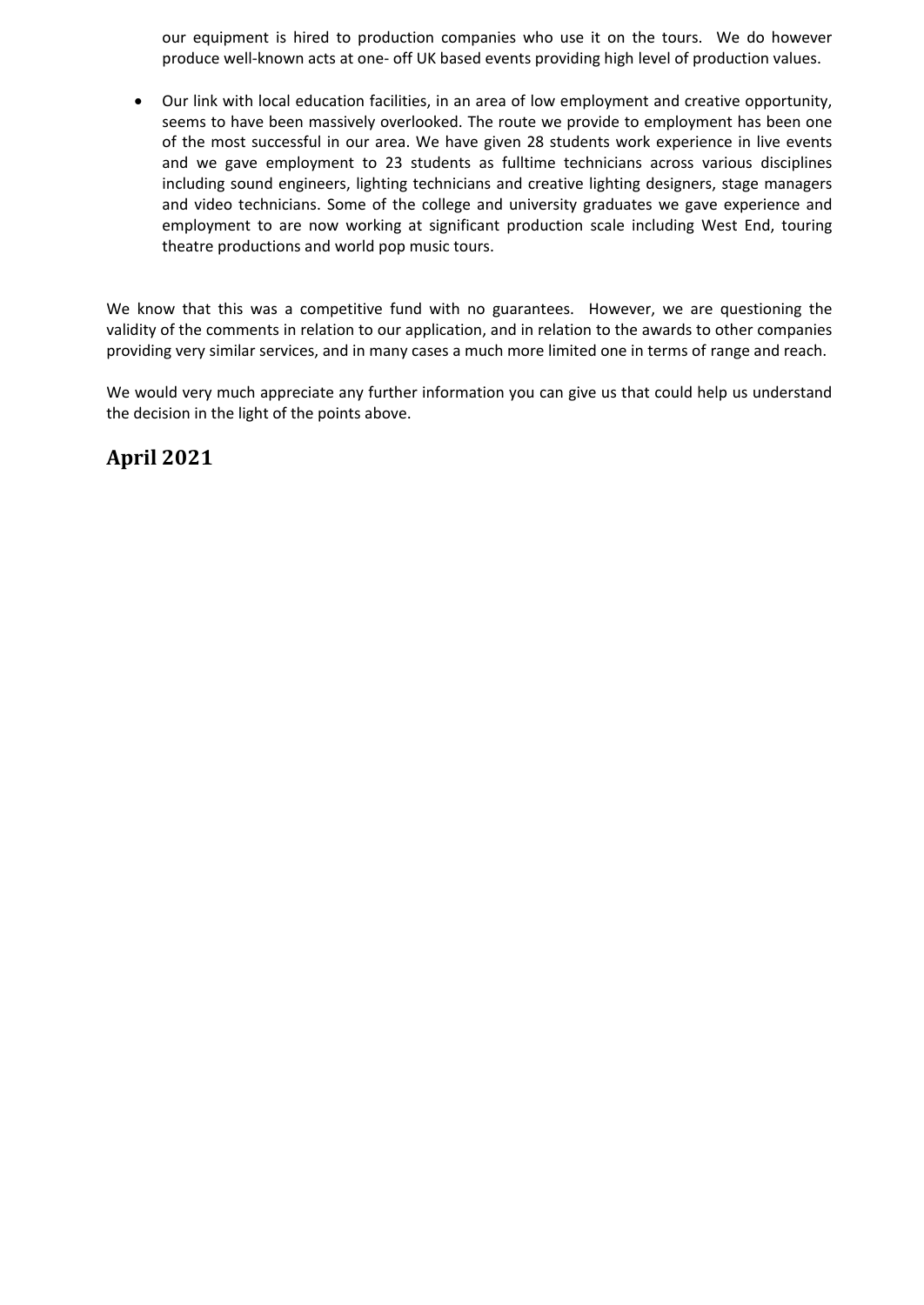our equipment is hired to production companies who use it on the tours. We do however produce well-known acts at one- off UK based events providing high level of production values.

- Our link with local education facilities, in an area of low employment and creative opportunity, seems to have been massively overlooked. The route we provide to employment has been one of the most successful in our area. We have given 28 students work experience in live events and we gave employment to 23 students as fulltime technicians across various disciplines including sound engineers, lighting technicians and creative lighting designers, stage managers and video technicians. Some of the college and university graduates we gave experience and employment to are now working at significant production scale including West End, touring theatre productions and world pop music tours.

We know that this was a competitive fund with no guarantees. However, we are questioning the validity of the comments in relation to our application, and in relation to the awards to other companies providing very similar services, and in many cases a much more limited one in terms of range and reach.

We would very much appreciate any further information you can give us that could help us understand the decision in the light of the points above.

## April 2021